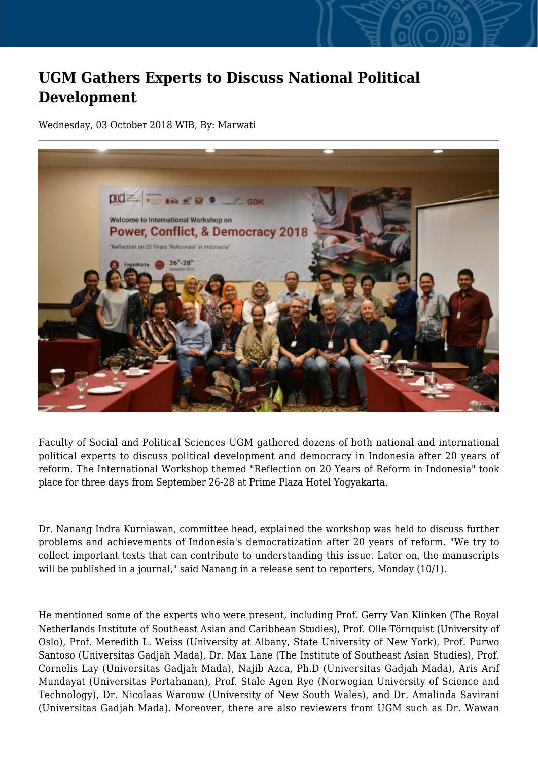# UGM Gathers Experts to Discuss National Political Development

Wednesday, 03 October 2018 WIB, By: Marwati

Faculty of Social and Political Sciences UGM gathered dozens of both national and international political experts to discuss political development and democracy in Indonesia after 20 years of reform. The International Workshop themed "Reflection on 20 Years of Reform in Indonesia" took place for three days from September 26-28 at Prime Plaza Hotel Yogyakarta.

Dr. Nanang Indra Kurniawan, committee head, explained the workshop was held to discuss further problems and achievements of Indonesia's democratization after 20 years of reform. "We try to collect important texts that can contribute to understanding this issue. Later on, the manuscripts will be published in a journal," said Nanang in a release sent to reporters, Monday (10/1).

He mentioned some of the experts who were present, including Prof. Gerry Van Klinken (The Royal Netherlands Institute of Southeast Asian and Caribbean Studies), Prof. Olle Törnquist (University of Oslo), Prof. Meredith L. Weiss (University at Albany, State University of New York), Prof. Purwo Santoso (Universitas Gadjah Mada), Dr. Max Lane (The Institute of Southeast Asian Studies), Prof. Cornelis Lay (Universitas Gadjah Mada), Najib Azca, Ph.D (Universitas Gadjah Mada), Aris Arif Mundayat (Universitas Pertahanan), Prof. Stale Agen Rye (Norwegian University of Science and Technology), Dr. Nicolaas Warouw (University of New South Wales), and Dr. Amalinda Savirani (Universitas Gadjah Mada). Moreover, there are also reviewers from UGM such as Dr. Wawan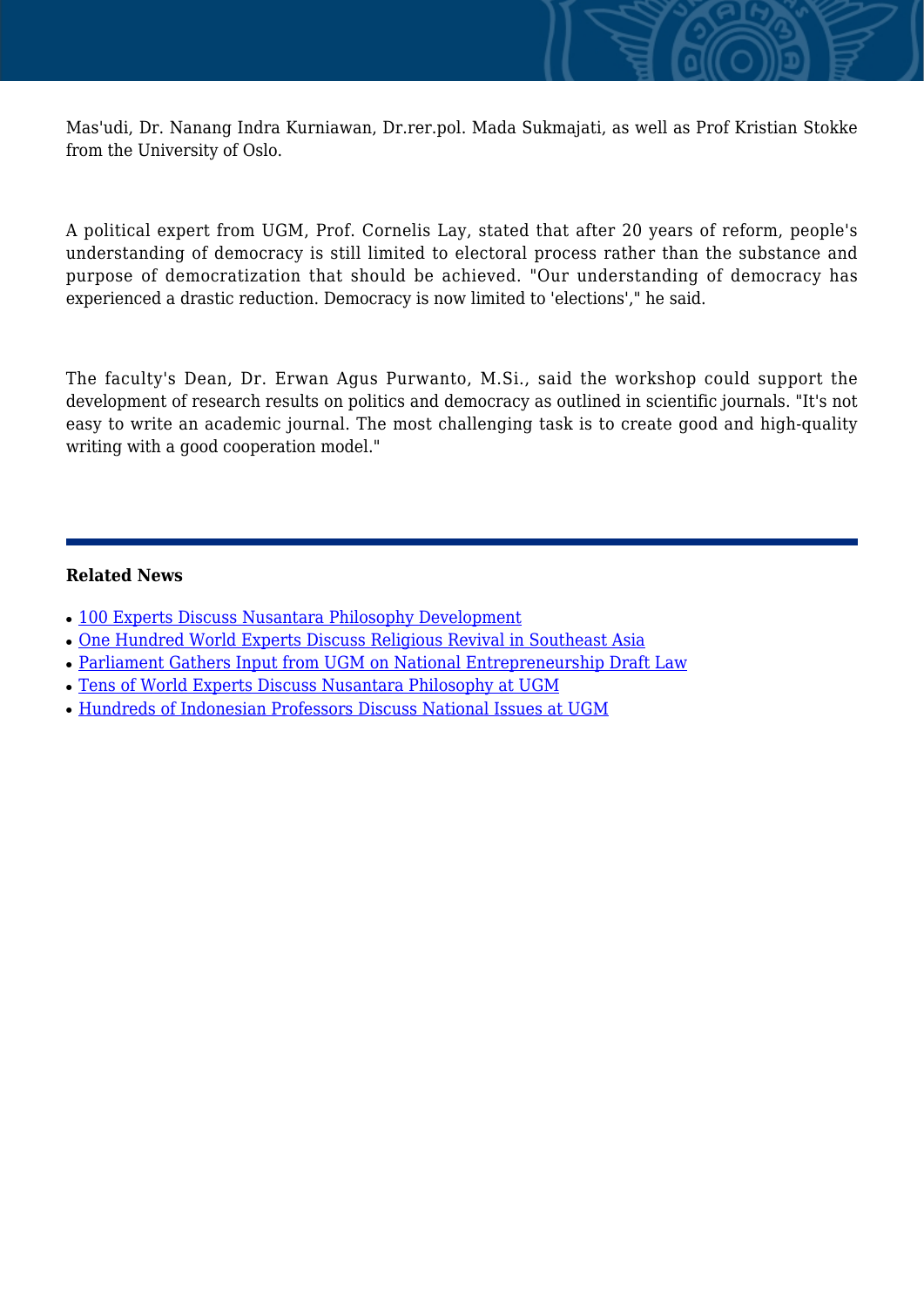Mas'udi, Dr. Nanang Indra Kurniawan, Dr.rer.pol. Mada Sukmajati, as well as Prof Kristian Stokke from the University of Oslo.

A political expert from UGM, Prof. Cornelis Lay, stated that after 20 years of reform, people's understanding of democracy is still limited to electoral process rather than the substance and purpose of democratization that should be achieved. "Our understanding of democracy has experienced a drastic reduction. Democracy is now limited to 'elections'," he said.

The faculty's Dean, Dr. Erwan Agus Purwanto, M.Si., said the workshop could support the development of research results on politics and democracy as outlined in scientific journals. "It's not easy to write an academic journal. The most challenging task is to create good and high-quality writing with a good cooperation model."

---

**Related News**

- 100 Experts Discuss Nusantara Philosophy Development
- One Hundred World Experts Discuss Religious Revival in Southeast Asia
- Parliament Gathers Input from UGM on National Entrepreneurship Draft Law
- Tens of World Experts Discuss Nusantara Philosophy at UGM
- Hundreds of Indonesian Professors Discuss National Issues at UGM